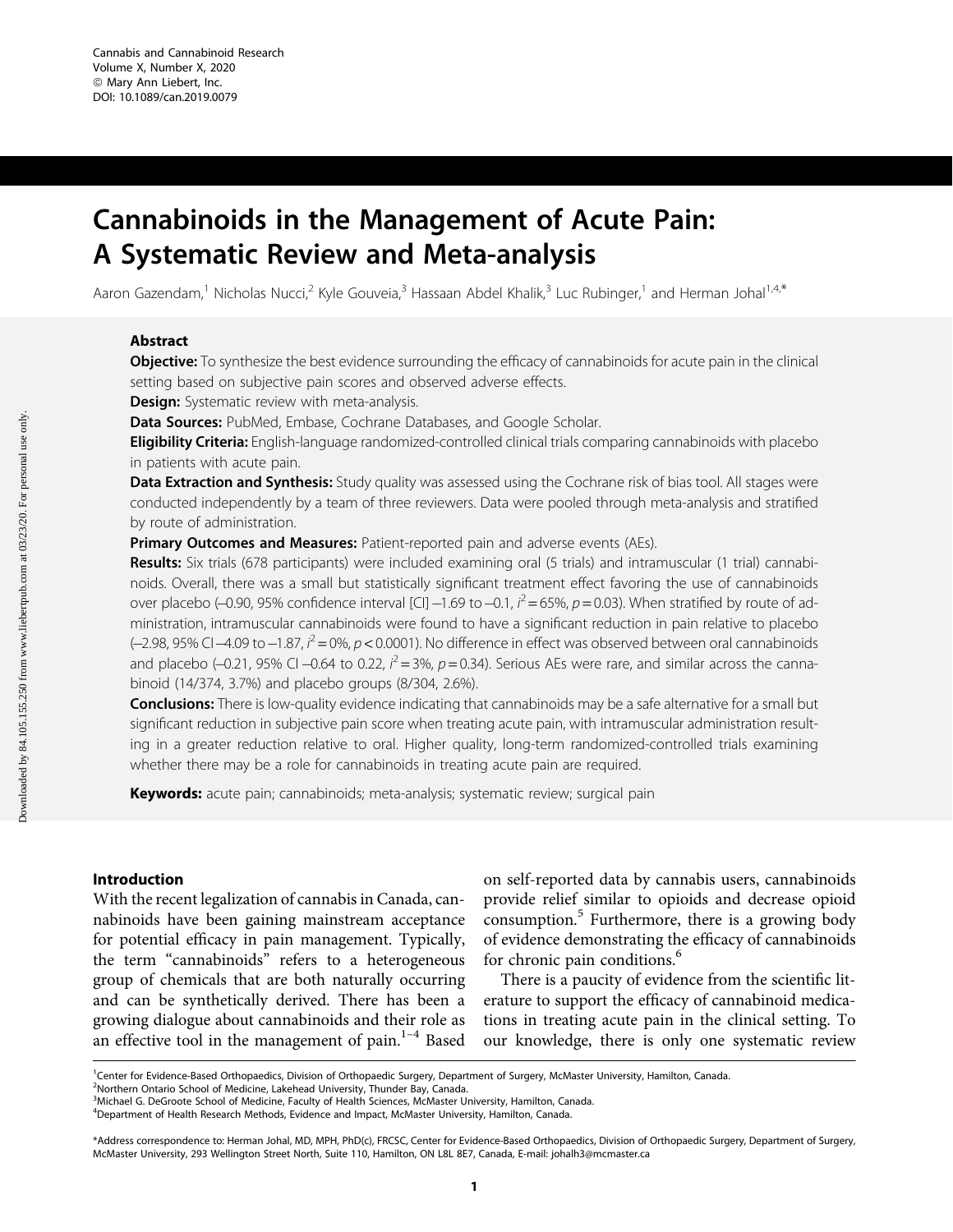# Cannabinoids in the Management of Acute Pain: A Systematic Review and Meta-analysis

Aaron Gazendam,[1] Nicholas Nucci,[2] Kyle Gouveia,[3] Hassaan Abdel Khalik,[3] Luc Rubinger,[1] and Herman Johal[1,4,*]

## Abstract

**Objective:** To synthesize the best evidence surrounding the efficacy of cannabinoids for acute pain in the clinical setting based on subjective pain scores and observed adverse effects.

**Design:** Systematic review with meta-analysis.

**Data Sources:** PubMed, Embase, Cochrane Databases, and Google Scholar.

**Eligibility Criteria:** English-language randomized-controlled clinical trials comparing cannabinoids with placebo in patients with acute pain.

**Data Extraction and Synthesis:** Study quality was assessed using the Cochrane risk of bias tool. All stages were conducted independently by a team of three reviewers. Data were pooled through meta-analysis and stratified by route of administration.

**Primary Outcomes and Measures:** Patient-reported pain and adverse events (AEs).

**Results:** Six trials (678 participants) were included examining oral (5 trials) and intramuscular (1 trial) cannabinoids. Overall, there was a small but statistically significant treatment effect favoring the use of cannabinoids over placebo (–0.90, 95% confidence interval [CI] –1.69 to –0.1, $i^2 = 65\%$, $p = 0.03$). When stratified by route of administration, intramuscular cannabinoids were found to have a significant reduction in pain relative to placebo (–2.98, 95% CI –4.09 to –1.87, $i^2 = 0\%$, $p < 0.0001$). No difference in effect was observed between oral cannabinoids and placebo (–0.21, 95% CI –0.64 to 0.22, $i^2 = 3\%$, $p = 0.34$). Serious AEs were rare, and similar across the cannabinoid (14/374, 3.7%) and placebo groups (8/304, 2.6%).

**Conclusions:** There is low-quality evidence indicating that cannabinoids may be a safe alternative for a small but significant reduction in subjective pain score when treating acute pain, with intramuscular administration resulting in a greater reduction relative to oral. Higher quality, long-term randomized-controlled trials examining whether there may be a role for cannabinoids in treating acute pain are required.

**Keywords:** acute pain; cannabinoids; meta-analysis; systematic review; surgical pain

## Introduction

With the recent legalization of cannabis in Canada, cannabinoids have been gaining mainstream acceptance for potential efficacy in pain management. Typically, the term "cannabinoids" refers to a heterogeneous group of chemicals that are both naturally occurring and can be synthetically derived. There has been a growing dialogue about cannabinoids and their role as an effective tool in the management of pain.[1–4] Based on self-reported data by cannabis users, cannabinoids provide relief similar to opioids and decrease opioid consumption.[5] Furthermore, there is a growing body of evidence demonstrating the efficacy of cannabinoids for chronic pain conditions.[6]

There is a paucity of evidence from the scientific literature to support the efficacy of cannabinoid medications in treating acute pain in the clinical setting. To our knowledge, there is only one systematic review

[1]Center for Evidence-Based Orthopaedics, Division of Orthopaedic Surgery, Department of Surgery, McMaster University, Hamilton, Canada.
[2]Northern Ontario School of Medicine, Lakehead University, Thunder Bay, Canada.
[3]Michael G. DeGroote School of Medicine, Faculty of Health Sciences, McMaster University, Hamilton, Canada.
[4]Department of Health Research Methods, Evidence and Impact, McMaster University, Hamilton, Canada.

*Address correspondence to: Herman Johal, MD, MPH, PhD(c), FRCSC, Center for Evidence-Based Orthopaedics, Division of Orthopaedic Surgery, Department of Surgery, McMaster University, 293 Wellington Street North, Suite 110, Hamilton, ON L8L 8E7, Canada, E-mail: johalh3@mcmaster.ca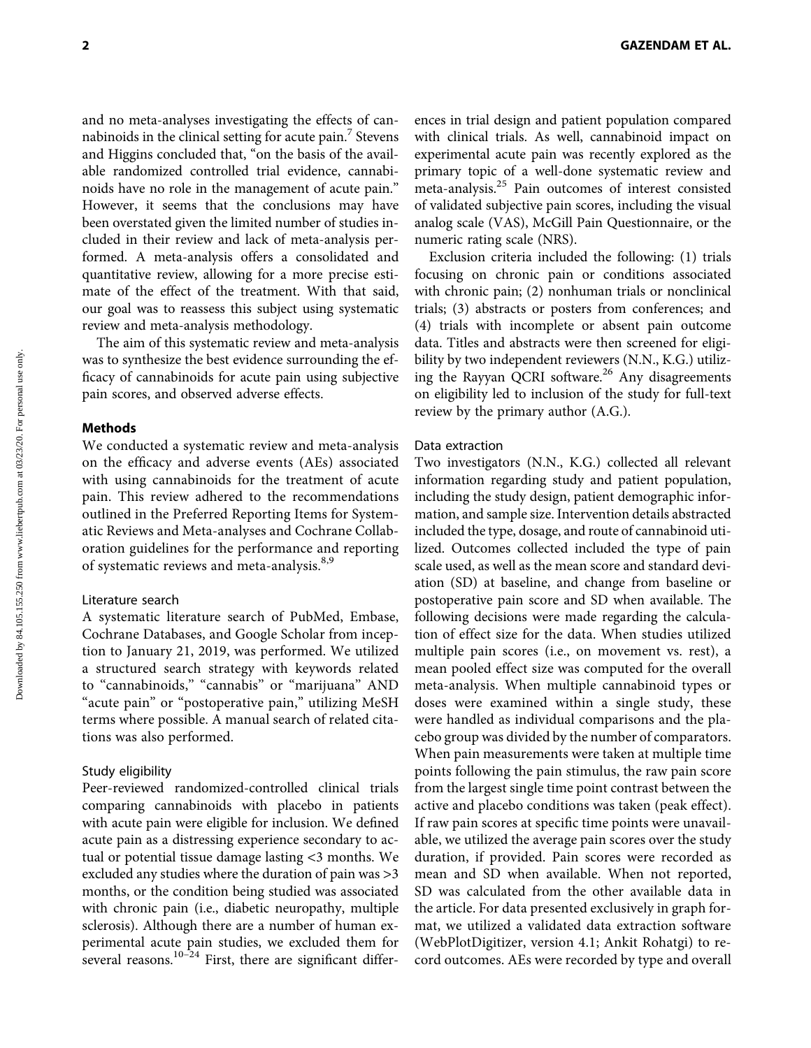and no meta-analyses investigating the effects of cannabinoids in the clinical setting for acute pain.[7] Stevens and Higgins concluded that, "on the basis of the available randomized controlled trial evidence, cannabinoids have no role in the management of acute pain." However, it seems that the conclusions may have been overstated given the limited number of studies included in their review and lack of meta-analysis performed. A meta-analysis offers a consolidated and quantitative review, allowing for a more precise estimate of the effect of the treatment. With that said, our goal was to reassess this subject using systematic review and meta-analysis methodology.

The aim of this systematic review and meta-analysis was to synthesize the best evidence surrounding the efficacy of cannabinoids for acute pain using subjective pain scores, and observed adverse effects.

## Methods

We conducted a systematic review and meta-analysis on the efficacy and adverse events (AEs) associated with using cannabinoids for the treatment of acute pain. This review adhered to the recommendations outlined in the Preferred Reporting Items for Systematic Reviews and Meta-analyses and Cochrane Collaboration guidelines for the performance and reporting of systematic reviews and meta-analysis.[8,9]

### Literature search

A systematic literature search of PubMed, Embase, Cochrane Databases, and Google Scholar from inception to January 21, 2019, was performed. We utilized a structured search strategy with keywords related to "cannabinoids," "cannabis" or "marijuana" AND "acute pain" or "postoperative pain," utilizing MeSH terms where possible. A manual search of related citations was also performed.

### Study eligibility

Peer-reviewed randomized-controlled clinical trials comparing cannabinoids with placebo in patients with acute pain were eligible for inclusion. We defined acute pain as a distressing experience secondary to actual or potential tissue damage lasting <3 months. We excluded any studies where the duration of pain was >3 months, or the condition being studied was associated with chronic pain (i.e., diabetic neuropathy, multiple sclerosis). Although there are a number of human experimental acute pain studies, we excluded them for several reasons.[10–24] First, there are significant differences in trial design and patient population compared with clinical trials. As well, cannabinoid impact on experimental acute pain was recently explored as the primary topic of a well-done systematic review and meta-analysis.[25] Pain outcomes of interest consisted of validated subjective pain scores, including the visual analog scale (VAS), McGill Pain Questionnaire, or the numeric rating scale (NRS).

Exclusion criteria included the following: (1) trials focusing on chronic pain or conditions associated with chronic pain; (2) nonhuman trials or nonclinical trials; (3) abstracts or posters from conferences; and (4) trials with incomplete or absent pain outcome data. Titles and abstracts were then screened for eligibility by two independent reviewers (N.N., K.G.) utilizing the Rayyan QCRI software.[26] Any disagreements on eligibility led to inclusion of the study for full-text review by the primary author (A.G.).

### Data extraction

Two investigators (N.N., K.G.) collected all relevant information regarding study and patient population, including the study design, patient demographic information, and sample size. Intervention details abstracted included the type, dosage, and route of cannabinoid utilized. Outcomes collected included the type of pain scale used, as well as the mean score and standard deviation (SD) at baseline, and change from baseline or postoperative pain score and SD when available. The following decisions were made regarding the calculation of effect size for the data. When studies utilized multiple pain scores (i.e., on movement vs. rest), a mean pooled effect size was computed for the overall meta-analysis. When multiple cannabinoid types or doses were examined within a single study, these were handled as individual comparisons and the placebo group was divided by the number of comparators. When pain measurements were taken at multiple time points following the pain stimulus, the raw pain score from the largest single time point contrast between the active and placebo conditions was taken (peak effect). If raw pain scores at specific time points were unavailable, we utilized the average pain scores over the study duration, if provided. Pain scores were recorded as mean and SD when available. When not reported, SD was calculated from the other available data in the article. For data presented exclusively in graph format, we utilized a validated data extraction software (WebPlotDigitizer, version 4.1; Ankit Rohatgi) to record outcomes. AEs were recorded by type and overall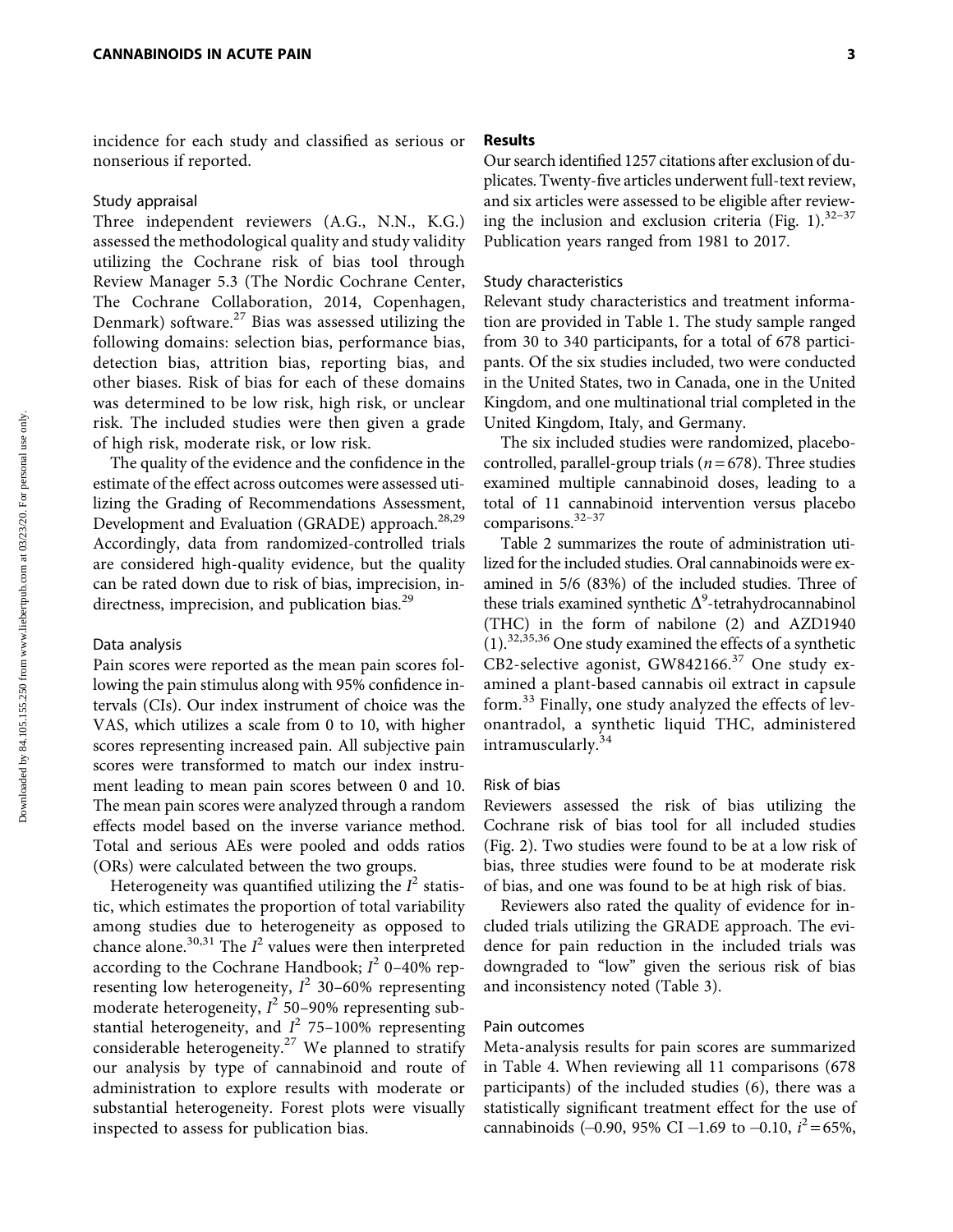incidence for each study and classified as serious or nonserious if reported.

### Study appraisal

Three independent reviewers (A.G., N.N., K.G.) assessed the methodological quality and study validity utilizing the Cochrane risk of bias tool through Review Manager 5.3 (The Nordic Cochrane Center, The Cochrane Collaboration, 2014, Copenhagen, Denmark) software.[27] Bias was assessed utilizing the following domains: selection bias, performance bias, detection bias, attrition bias, reporting bias, and other biases. Risk of bias for each of these domains was determined to be low risk, high risk, or unclear risk. The included studies were then given a grade of high risk, moderate risk, or low risk.

The quality of the evidence and the confidence in the estimate of the effect across outcomes were assessed utilizing the Grading of Recommendations Assessment, Development and Evaluation (GRADE) approach.[28,29] Accordingly, data from randomized-controlled trials are considered high-quality evidence, but the quality can be rated down due to risk of bias, imprecision, indirectness, imprecision, and publication bias.[29]

### Data analysis

Pain scores were reported as the mean pain scores following the pain stimulus along with 95% confidence intervals (CIs). Our index instrument of choice was the VAS, which utilizes a scale from 0 to 10, with higher scores representing increased pain. All subjective pain scores were transformed to match our index instrument leading to mean pain scores between 0 and 10. The mean pain scores were analyzed through a random effects model based on the inverse variance method. Total and serious AEs were pooled and odds ratios (ORs) were calculated between the two groups.

Heterogeneity was quantified utilizing the $I^2$ statistic, which estimates the proportion of total variability among studies due to heterogeneity as opposed to chance alone.[30,31] The $I^2$ values were then interpreted according to the Cochrane Handbook; $I^2$ 0–40% representing low heterogeneity, $I^2$ 30–60% representing moderate heterogeneity, $I^2$ 50–90% representing substantial heterogeneity, and $I^2$ 75–100% representing considerable heterogeneity.[27] We planned to stratify our analysis by type of cannabinoid and route of administration to explore results with moderate or substantial heterogeneity. Forest plots were visually inspected to assess for publication bias.

## Results

Our search identified 1257 citations after exclusion of duplicates. Twenty-five articles underwent full-text review, and six articles were assessed to be eligible after reviewing the inclusion and exclusion criteria (Fig. 1).[32–37] Publication years ranged from 1981 to 2017.

### Study characteristics

Relevant study characteristics and treatment information are provided in Table 1. The study sample ranged from 30 to 340 participants, for a total of 678 participants. Of the six studies included, two were conducted in the United States, two in Canada, one in the United Kingdom, and one multinational trial completed in the United Kingdom, Italy, and Germany.

The six included studies were randomized, placebo-controlled, parallel-group trials ($n = 678$). Three studies examined multiple cannabinoid doses, leading to a total of 11 cannabinoid intervention versus placebo comparisons.[32–37]

Table 2 summarizes the route of administration utilized for the included studies. Oral cannabinoids were examined in 5/6 (83%) of the included studies. Three of these trials examined synthetic $\Delta^9$-tetrahydrocannabinol (THC) in the form of nabilone (2) and AZD1940 (1).[32,35,36] One study examined the effects of a synthetic CB2-selective agonist, GW842166.[37] One study examined a plant-based cannabis oil extract in capsule form.[33] Finally, one study analyzed the effects of levonantradol, a synthetic liquid THC, administered intramuscularly.[34]

### Risk of bias

Reviewers assessed the risk of bias utilizing the Cochrane risk of bias tool for all included studies (Fig. 2). Two studies were found to be at a low risk of bias, three studies were found to be at moderate risk of bias, and one was found to be at high risk of bias.

Reviewers also rated the quality of evidence for included trials utilizing the GRADE approach. The evidence for pain reduction in the included trials was downgraded to "low" given the serious risk of bias and inconsistency noted (Table 3).

### Pain outcomes

Meta-analysis results for pain scores are summarized in Table 4. When reviewing all 11 comparisons (678 participants) of the included studies (6), there was a statistically significant treatment effect for the use of cannabinoids (–0.90, 95% CI –1.69 to –0.10, $i^2 = 65\%$,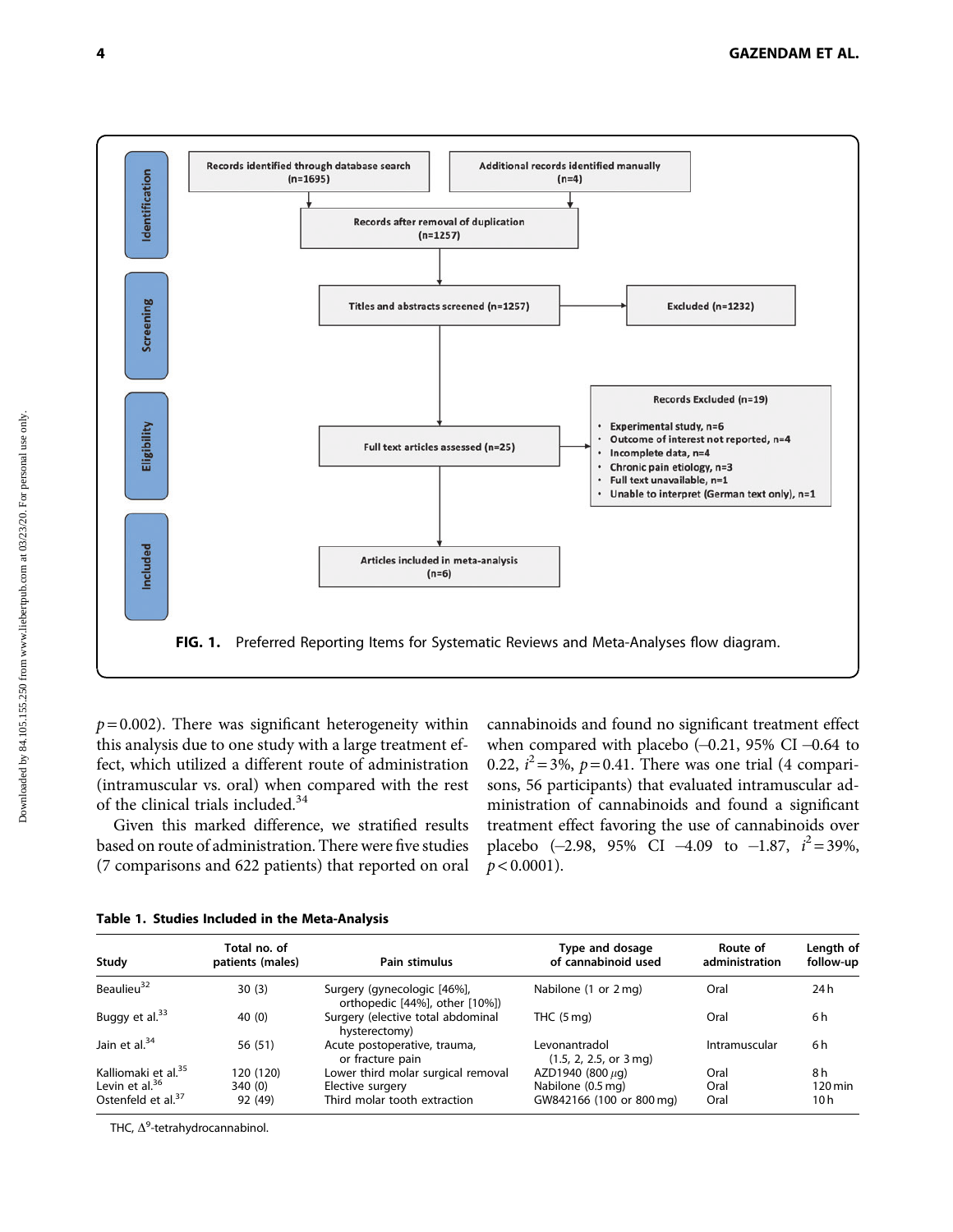Records identified through database search (n=1695)

Additional records identified manually (n=4)

Records after removal of duplication (n=1257)

Titles and abstracts screened (n=1257)

Excluded (n=1232)

Records Excluded (n=19)

- Experimental study, n=6
- Outcome of interest not reported, n=4
- Incomplete data, n=4
- Chronic pain etiology, n=3
- Full text unavailable, n=1
- Unable to interpret (German text only), n=1

Full text articles assessed (n=25)

Articles included in meta-analysis (n=6)

Identification

Screening

Eligibility

Included

**FIG. 1.** Preferred Reporting Items for Systematic Reviews and Meta-Analyses flow diagram.

$p = 0.002$). There was significant heterogeneity within this analysis due to one study with a large treatment effect, which utilized a different route of administration (intramuscular vs. oral) when compared with the rest of the clinical trials included.[34]

Given this marked difference, we stratified results based on route of administration. There were five studies (7 comparisons and 622 patients) that reported on oral cannabinoids and found no significant treatment effect when compared with placebo (–0.21, 95% CI –0.64 to 0.22, $i^2 = 3\%$, $p = 0.41$. There was one trial (4 comparisons, 56 participants) that evaluated intramuscular administration of cannabinoids and found a significant treatment effect favoring the use of cannabinoids over placebo (–2.98, 95% CI –4.09 to –1.87, $i^2 = 39\%$, $p < 0.0001$).

**Table 1. Studies Included in the Meta-Analysis**

| Study | Total no. of patients (males) | Pain stimulus | Type and dosage of cannabinoid used | Route of administration | Length of follow-up |
|---|---|---|---|---|---|
| Beaulieu[32] | 30 (3) | Surgery (gynecologic [46%], orthopedic [44%], other [10%]) | Nabilone (1 or 2 mg) | Oral | 24 h |
| Buggy et al.[33] | 40 (0) | Surgery (elective total abdominal hysterectomy) | THC (5 mg) | Oral | 6 h |
| Jain et al.[34] | 56 (51) | Acute postoperative, trauma, or fracture pain | Levonantradol (1.5, 2, 2.5, or 3 mg) | Intramuscular | 6 h |
| Kalliomaki et al.[35] | 120 (120) | Lower third molar surgical removal | AZD1940 (800 $\mu$g) | Oral | 8 h |
| Levin et al.[36] | 340 (0) | Elective surgery | Nabilone (0.5 mg) | Oral | 120 min |
| Ostenfeld et al.[37] | 92 (49) | Third molar tooth extraction | GW842166 (100 or 800 mg) | Oral | 10 h |

THC, $\Delta^9$-tetrahydrocannabinol.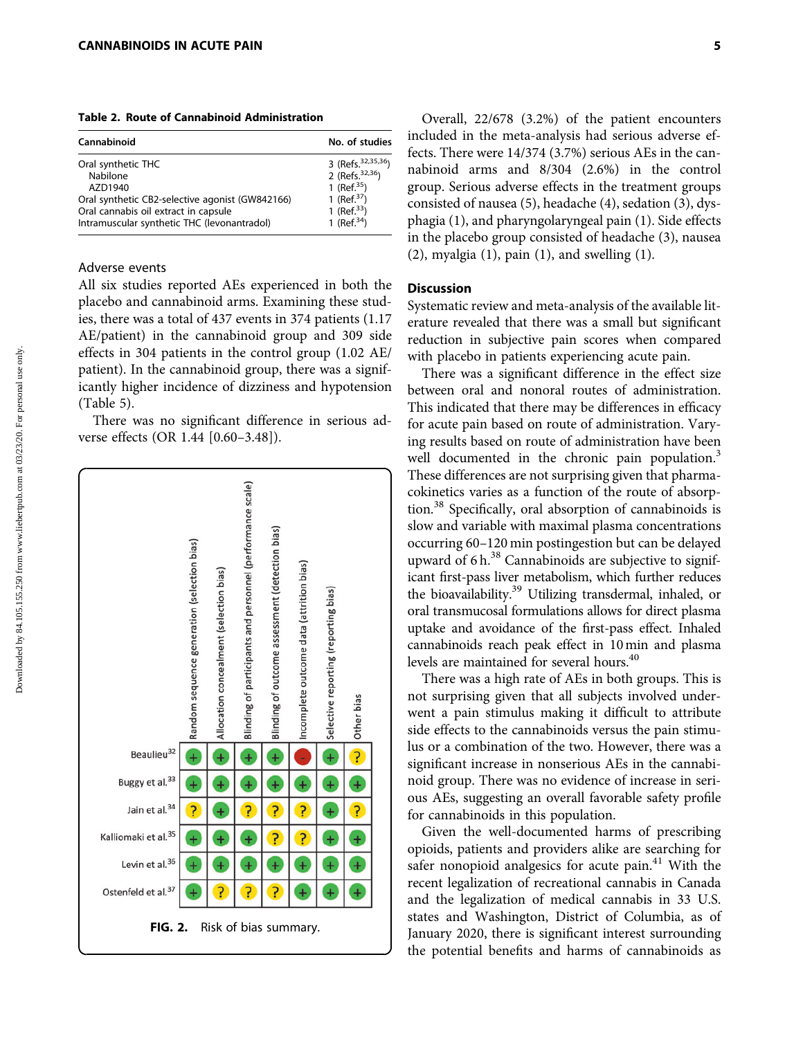**Table 2. Route of Cannabinoid Administration**

| Cannabinoid | No. of studies |
|---|---|
| Oral synthetic THC | 3 (Refs.[32,35,36]) |
| Nabilone | 2 (Refs.[32,36]) |
| AZD1940 | 1 (Ref.[35]) |
| Oral synthetic CB2-selective agonist (GW842166) | 1 (Ref.[37]) |
| Oral cannabis oil extract in capsule | 1 (Ref.[33]) |
| Intramuscular synthetic THC (levonantradol) | 1 (Ref.[34]) |

### Adverse events

All six studies reported AEs experienced in both the placebo and cannabinoid arms. Examining these studies, there was a total of 437 events in 374 patients (1.17 AE/patient) in the cannabinoid group and 309 side effects in 304 patients in the control group (1.02 AE/patient). In the cannabinoid group, there was a significantly higher incidence of dizziness and hypotension (Table 5).

There was no significant difference in serious adverse effects (OR 1.44 [0.60–3.48]).

Random sequence generation (selection bias)
Allocation concealment (selection bias)
Blinding of participants and personnel (performance scale)
Blinding of outcome assessment (detection bias)
Incomplete outcome data (attrition bias)
Selective reporting (reporting bias)
Other bias

Beaulieu[32]
Buggy et al.[33]
Jain et al.[34]
Kalliomaki et al.[35]
Levin et al.[36]
Ostenfeld et al.[37]

**FIG. 2.** Risk of bias summary.

Overall, 22/678 (3.2%) of the patient encounters included in the meta-analysis had serious adverse effects. There were 14/374 (3.7%) serious AEs in the cannabinoid arms and 8/304 (2.6%) in the control group. Serious adverse effects in the treatment groups consisted of nausea (5), headache (4), sedation (3), dysphagia (1), and pharyngolaryngeal pain (1). Side effects in the placebo group consisted of headache (3), nausea (2), myalgia (1), pain (1), and swelling (1).

## Discussion

Systematic review and meta-analysis of the available literature revealed that there was a small but significant reduction in subjective pain scores when compared with placebo in patients experiencing acute pain.

There was a significant difference in the effect size between oral and nonoral routes of administration. This indicated that there may be differences in efficacy for acute pain based on route of administration. Varying results based on route of administration have been well documented in the chronic pain population.[3] These differences are not surprising given that pharmacokinetics varies as a function of the route of absorption.[38] Specifically, oral absorption of cannabinoids is slow and variable with maximal plasma concentrations occurring 60–120 min postingestion but can be delayed upward of 6 h.[38] Cannabinoids are subjective to significant first-pass liver metabolism, which further reduces the bioavailability.[39] Utilizing transdermal, inhaled, or oral transmucosal formulations allows for direct plasma uptake and avoidance of the first-pass effect. Inhaled cannabinoids reach peak effect in 10 min and plasma levels are maintained for several hours.[40]

There was a high rate of AEs in both groups. This is not surprising given that all subjects involved underwent a pain stimulus making it difficult to attribute side effects to the cannabinoids versus the pain stimulus or a combination of the two. However, there was a significant increase in nonserious AEs in the cannabinoid group. There was no evidence of increase in serious AEs, suggesting an overall favorable safety profile for cannabinoids in this population.

Given the well-documented harms of prescribing opioids, patients and providers alike are searching for safer nonopioid analgesics for acute pain.[41] With the recent legalization of recreational cannabis in Canada and the legalization of medical cannabis in 33 U.S. states and Washington, District of Columbia, as of January 2020, there is significant interest surrounding the potential benefits and harms of cannabinoids as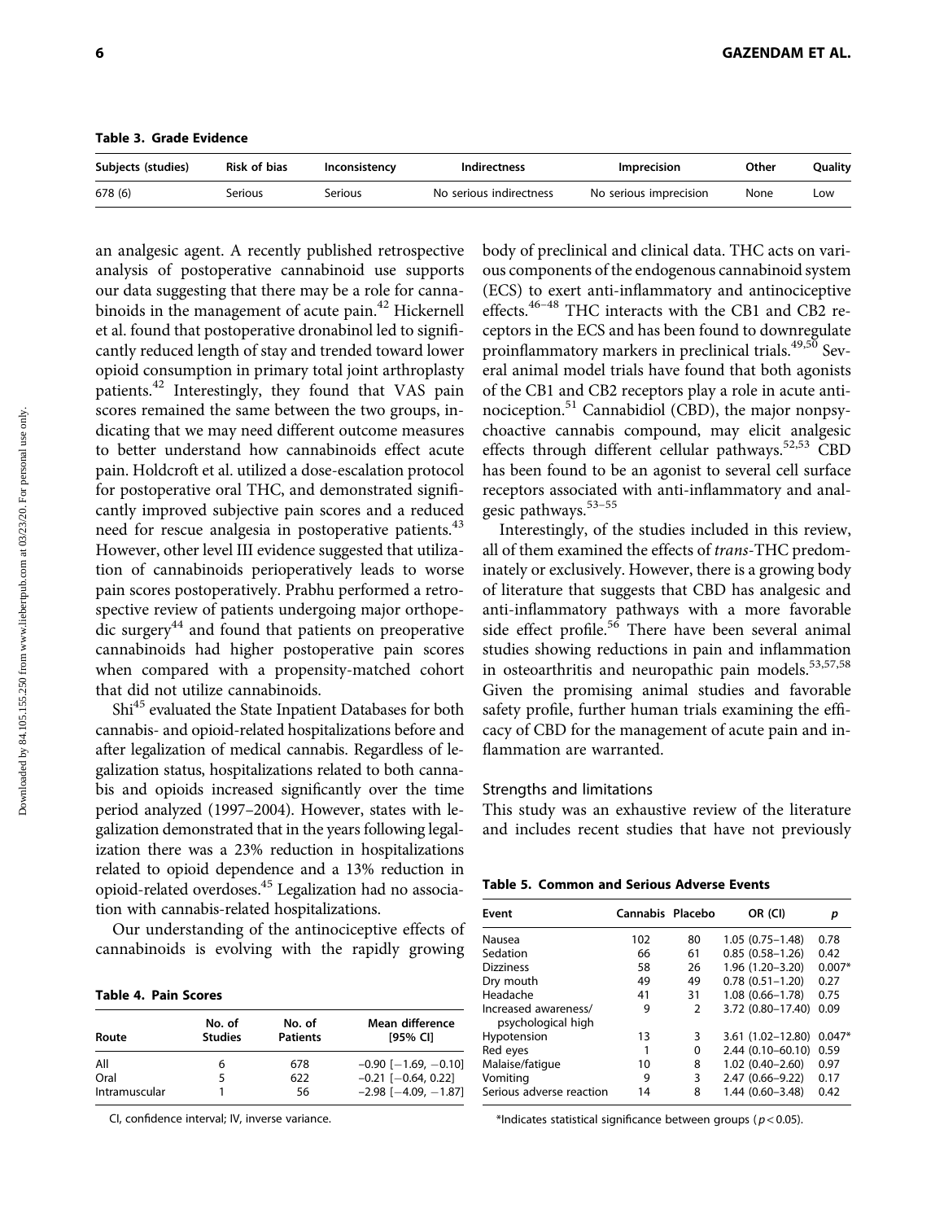**Table 3. Grade Evidence**

| Subjects (studies) | Risk of bias | Inconsistency | Indirectness | Imprecision | Other | Quality |
|---|---|---|---|---|---|---|
| 678 (6) | Serious | Serious | No serious indirectness | No serious imprecision | None | Low |

an analgesic agent. A recently published retrospective analysis of postoperative cannabinoid use supports our data suggesting that there may be a role for cannabinoids in the management of acute pain.[42] Hickernell et al. found that postoperative dronabinol led to significantly reduced length of stay and trended toward lower opioid consumption in primary total joint arthroplasty patients.[42] Interestingly, they found that VAS pain scores remained the same between the two groups, indicating that we may need different outcome measures to better understand how cannabinoids effect acute pain. Holdcroft et al. utilized a dose-escalation protocol for postoperative oral THC, and demonstrated significantly improved subjective pain scores and a reduced need for rescue analgesia in postoperative patients.[43] However, other level III evidence suggested that utilization of cannabinoids perioperatively leads to worse pain scores postoperatively. Prabhu performed a retrospective review of patients undergoing major orthopedic surgery[44] and found that patients on preoperative cannabinoids had higher postoperative pain scores when compared with a propensity-matched cohort that did not utilize cannabinoids.

Shi[45] evaluated the State Inpatient Databases for both cannabis- and opioid-related hospitalizations before and after legalization of medical cannabis. Regardless of legalization status, hospitalizations related to both cannabis and opioids increased significantly over the time period analyzed (1997–2004). However, states with legalization demonstrated that in the years following legalization there was a 23% reduction in hospitalizations related to opioid dependence and a 13% reduction in opioid-related overdoses.[45] Legalization had no association with cannabis-related hospitalizations.

Our understanding of the antinociceptive effects of cannabinoids is evolving with the rapidly growing body of preclinical and clinical data. THC acts on various components of the endogenous cannabinoid system (ECS) to exert anti-inflammatory and antinociceptive effects.[46–48] THC interacts with the CB1 and CB2 receptors in the ECS and has been found to downregulate proinflammatory markers in preclinical trials.[49,50] Several animal model trials have found that both agonists of the CB1 and CB2 receptors play a role in acute antinociception.[51] Cannabidiol (CBD), the major nonpsychoactive cannabis compound, may elicit analgesic effects through different cellular pathways.[52,53] CBD has been found to be an agonist to several cell surface receptors associated with anti-inflammatory and analgesic pathways.[53–55]

Interestingly, of the studies included in this review, all of them examined the effects of *trans*-THC predominately or exclusively. However, there is a growing body of literature that suggests that CBD has analgesic and anti-inflammatory pathways with a more favorable side effect profile.[56] There have been several animal studies showing reductions in pain and inflammation in osteoarthritis and neuropathic pain models.[53,57,58] Given the promising animal studies and favorable safety profile, further human trials examining the efficacy of CBD for the management of acute pain and inflammation are warranted.

### Strengths and limitations

This study was an exhaustive review of the literature and includes recent studies that have not previously

**Table 4. Pain Scores**

| Route | No. of Studies | No. of Patients | Mean difference [95% CI] |
|---|---|---|---|
| All | 6 | 678 | −0.90 [−1.69, −0.10] |
| Oral | 5 | 622 | −0.21 [−0.64, 0.22] |
| Intramuscular | 1 | 56 | −2.98 [−4.09, −1.87] |

CI, confidence interval; IV, inverse variance.

**Table 5. Common and Serious Adverse Events**

| Event | Cannabis | Placebo | OR (CI) | *p* |
|---|---|---|---|---|
| Nausea | 102 | 80 | 1.05 (0.75–1.48) | 0.78 |
| Sedation | 66 | 61 | 0.85 (0.58–1.26) | 0.42 |
| Dizziness | 58 | 26 | 1.96 (1.20–3.20) | 0.007* |
| Dry mouth | 49 | 49 | 0.78 (0.51–1.20) | 0.27 |
| Headache | 41 | 31 | 1.08 (0.66–1.78) | 0.75 |
| Increased awareness/ psychological high | 9 | 2 | 3.72 (0.80–17.40) | 0.09 |
| Hypotension | 13 | 3 | 3.61 (1.02–12.80) | 0.047* |
| Red eyes | 1 | 0 | 2.44 (0.10–60.10) | 0.59 |
| Malaise/fatigue | 10 | 8 | 1.02 (0.40–2.60) | 0.97 |
| Vomiting | 9 | 3 | 2.47 (0.66–9.22) | 0.17 |
| Serious adverse reaction | 14 | 8 | 1.44 (0.60–3.48) | 0.42 |

*Indicates statistical significance between groups ($p < 0.05$).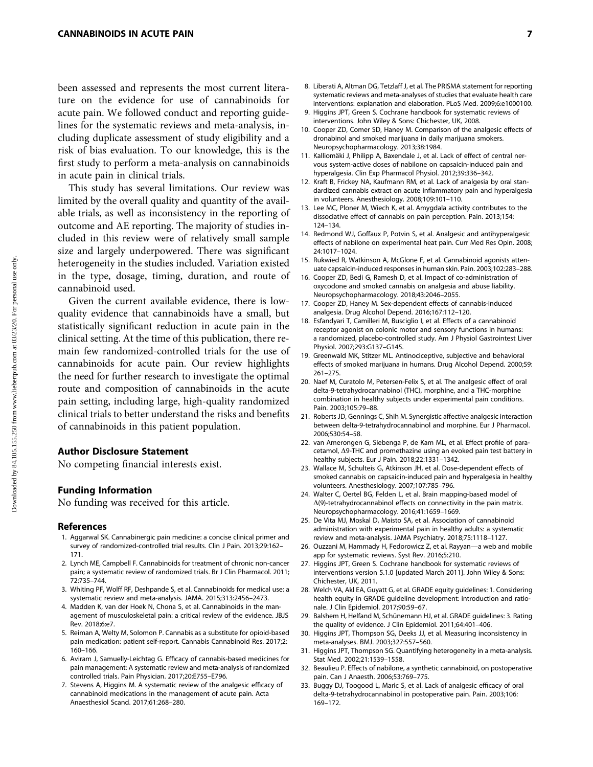been assessed and represents the most current literature on the evidence for use of cannabinoids for acute pain. We followed conduct and reporting guidelines for the systematic reviews and meta-analysis, including duplicate assessment of study eligibility and a risk of bias evaluation. To our knowledge, this is the first study to perform a meta-analysis on cannabinoids in acute pain in clinical trials.

This study has several limitations. Our review was limited by the overall quality and quantity of the available trials, as well as inconsistency in the reporting of outcome and AE reporting. The majority of studies included in this review were of relatively small sample size and largely underpowered. There was significant heterogeneity in the studies included. Variation existed in the type, dosage, timing, duration, and route of cannabinoid used.

Given the current available evidence, there is low-quality evidence that cannabinoids have a small, but statistically significant reduction in acute pain in the clinical setting. At the time of this publication, there remain few randomized-controlled trials for the use of cannabinoids for acute pain. Our review highlights the need for further research to investigate the optimal route and composition of cannabinoids in the acute pain setting, including large, high-quality randomized clinical trials to better understand the risks and benefits of cannabinoids in this patient population.

## Author Disclosure Statement

No competing financial interests exist.

## Funding Information

No funding was received for this article.

## References

1. Aggarwal SK. Cannabinergic pain medicine: a concise clinical primer and survey of randomized-controlled trial results. Clin J Pain. 2013;29:162–171.
2. Lynch ME, Campbell F. Cannabinoids for treatment of chronic non-cancer pain; a systematic review of randomized trials. Br J Clin Pharmacol. 2011; 72:735–744.
3. Whiting PF, Wolff RF, Deshpande S, et al. Cannabinoids for medical use: a systematic review and meta-analysis. JAMA. 2015;313:2456–2473.
4. Madden K, van der Hoek N, Chona S, et al. Cannabinoids in the management of musculoskeletal pain: a critical review of the evidence. JBJS Rev. 2018;6:e7.
5. Reiman A, Welty M, Solomon P. Cannabis as a substitute for opioid-based pain medication: patient self-report. Cannabis Cannabinoid Res. 2017;2: 160–166.
6. Aviram J, Samuelly-Leichtag G. Efficacy of cannabis-based medicines for pain management: A systematic review and meta-analysis of randomized controlled trials. Pain Physician. 2017;20:E755–E796.
7. Stevens A, Higgins M. A systematic review of the analgesic efficacy of cannabinoid medications in the management of acute pain. Acta Anaesthesiol Scand. 2017;61:268–280.
8. Liberati A, Altman DG, Tetzlaff J, et al. The PRISMA statement for reporting systematic reviews and meta-analyses of studies that evaluate health care interventions: explanation and elaboration. PLoS Med. 2009;6:e1000100.
9. Higgins JPT, Green S. Cochrane handbook for systematic reviews of interventions. John Wiley & Sons: Chichester, UK, 2008.
10. Cooper ZD, Comer SD, Haney M. Comparison of the analgesic effects of dronabinol and smoked marijuana in daily marijuana smokers. Neuropsychopharmacology. 2013;38:1984.
11. Kalliomäki J, Philipp A, Baxendale J, et al. Lack of effect of central nervous system-active doses of nabilone on capsaicin-induced pain and hyperalgesia. Clin Exp Pharmacol Physiol. 2012;39:336–342.
12. Kraft B, Frickey NA, Kaufmann RM, et al. Lack of analgesia by oral standardized cannabis extract on acute inflammatory pain and hyperalgesia in volunteers. Anesthesiology. 2008;109:101–110.
13. Lee MC, Ploner M, Wiech K, et al. Amygdala activity contributes to the dissociative effect of cannabis on pain perception. Pain. 2013;154: 124–134.
14. Redmond WJ, Goffaux P, Potvin S, et al. Analgesic and antihyperalgesic effects of nabilone on experimental heat pain. Curr Med Res Opin. 2008; 24:1017–1024.
15. Rukwied R, Watkinson A, McGlone F, et al. Cannabinoid agonists attenuate capsaicin-induced responses in human skin. Pain. 2003;102:283–288.
16. Cooper ZD, Bedi G, Ramesh D, et al. Impact of co-administration of oxycodone and smoked cannabis on analgesia and abuse liability. Neuropsychopharmacology. 2018;43:2046–2055.
17. Cooper ZD, Haney M. Sex-dependent effects of cannabis-induced analgesia. Drug Alcohol Depend. 2016;167:112–120.
18. Esfandyari T, Camilleri M, Busciglio I, et al. Effects of a cannabinoid receptor agonist on colonic motor and sensory functions in humans: a randomized, placebo-controlled study. Am J Physiol Gastrointest Liver Physiol. 2007;293:G137–G145.
19. Greenwald MK, Stitzer ML. Antinociceptive, subjective and behavioral effects of smoked marijuana in humans. Drug Alcohol Depend. 2000;59: 261–275.
20. Naef M, Curatolo M, Petersen-Felix S, et al. The analgesic effect of oral delta-9-tetrahydrocannabinol (THC), morphine, and a THC-morphine combination in healthy subjects under experimental pain conditions. Pain. 2003;105:79–88.
21. Roberts JD, Gennings C, Shih M. Synergistic affective analgesic interaction between delta-9-tetrahydrocannabinol and morphine. Eur J Pharmacol. 2006;530:54–58.
22. van Amerongen G, Siebenga P, de Kam ML, et al. Effect profile of paracetamol, Δ9-THC and promethazine using an evoked pain test battery in healthy subjects. Eur J Pain. 2018;22:1331–1342.
23. Wallace M, Schulteis G, Atkinson JH, et al. Dose-dependent effects of smoked cannabis on capsaicin-induced pain and hyperalgesia in healthy volunteers. Anesthesiology. 2007;107:785–796.
24. Walter C, Oertel BG, Felden L, et al. Brain mapping-based model of Δ(9)-tetrahydrocannabinol effects on connectivity in the pain matrix. Neuropsychopharmacology. 2016;41:1659–1669.
25. De Vita MJ, Moskal D, Maisto SA, et al. Association of cannabinoid administration with experimental pain in healthy adults: a systematic review and meta-analysis. JAMA Psychiatry. 2018;75:1118–1127.
26. Ouzzani M, Hammady H, Fedorowicz Z, et al. Rayyan—a web and mobile app for systematic reviews. Syst Rev. 2016;5:210.
27. Higgins JPT, Green S. Cochrane handbook for systematic reviews of interventions version 5.1.0 [updated March 2011]. John Wiley & Sons: Chichester, UK, 2011.
28. Welch VA, Akl EA, Guyatt G, et al. GRADE equity guidelines: 1. Considering health equity in GRADE guideline development: introduction and rationale. J Clin Epidemiol. 2017;90:59–67.
29. Balshem H, Helfand M, Schünemann HJ, et al. GRADE guidelines: 3. Rating the quality of evidence. J Clin Epidemiol. 2011;64:401–406.
30. Higgins JPT, Thompson SG, Deeks JJ, et al. Measuring inconsistency in meta-analyses. BMJ. 2003;327:557–560.
31. Higgins JPT, Thompson SG. Quantifying heterogeneity in a meta-analysis. Stat Med. 2002;21:1539–1558.
32. Beaulieu P. Effects of nabilone, a synthetic cannabinoid, on postoperative pain. Can J Anaesth. 2006;53:769–775.
33. Buggy DJ, Toogood L, Maric S, et al. Lack of analgesic efficacy of oral delta-9-tetrahydrocannabinol in postoperative pain. Pain. 2003;106: 169–172.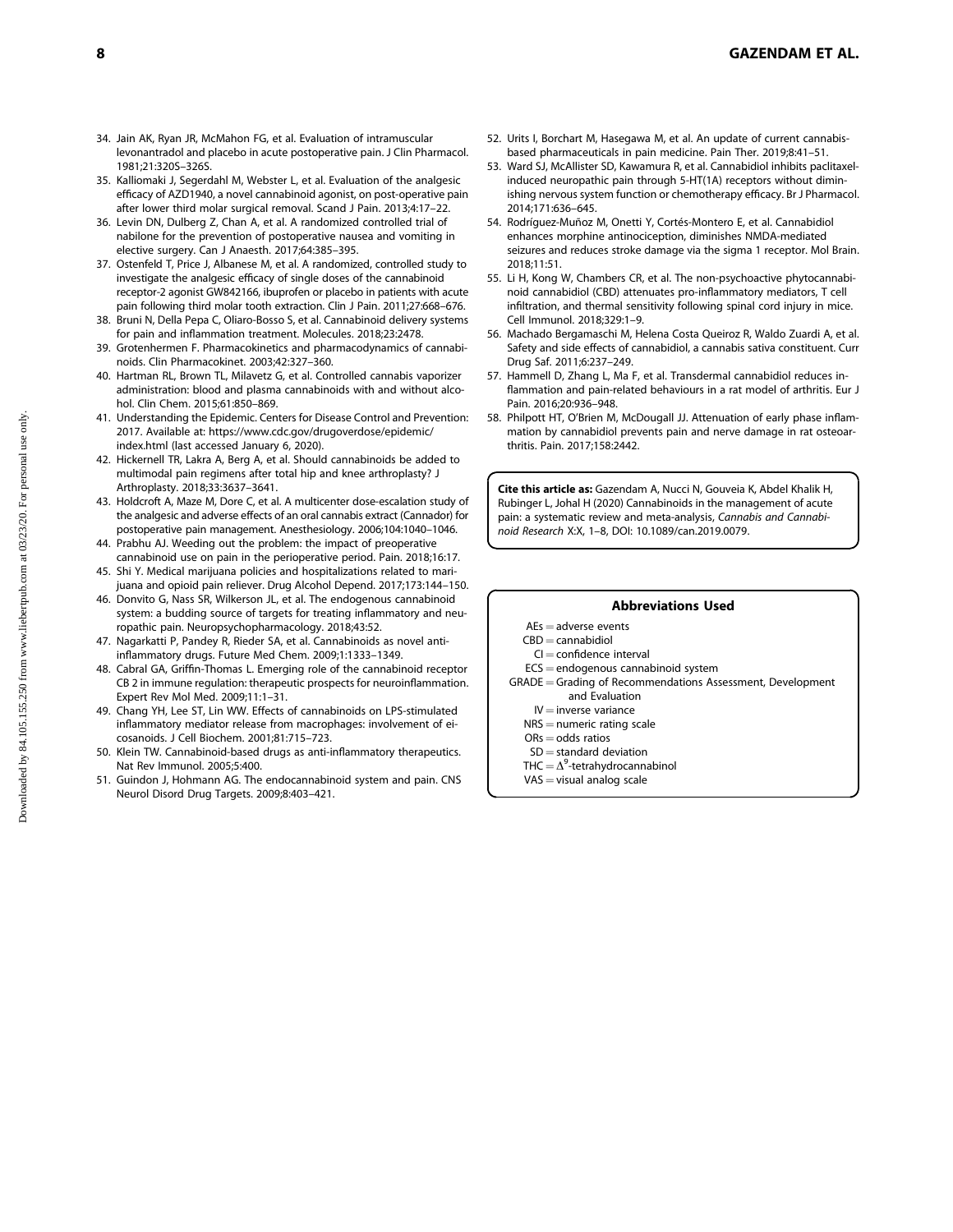34. Jain AK, Ryan JR, McMahon FG, et al. Evaluation of intramuscular levonantradol and placebo in acute postoperative pain. J Clin Pharmacol. 1981;21:320S–326S.
35. Kalliomaki J, Segerdahl M, Webster L, et al. Evaluation of the analgesic efficacy of AZD1940, a novel cannabinoid agonist, on post-operative pain after lower third molar surgical removal. Scand J Pain. 2013;4:17–22.
36. Levin DN, Dulberg Z, Chan A, et al. A randomized controlled trial of nabilone for the prevention of postoperative nausea and vomiting in elective surgery. Can J Anaesth. 2017;64:385–395.
37. Ostenfeld T, Price J, Albanese M, et al. A randomized, controlled study to investigate the analgesic efficacy of single doses of the cannabinoid receptor-2 agonist GW842166, ibuprofen or placebo in patients with acute pain following third molar tooth extraction. Clin J Pain. 2011;27:668–676.
38. Bruni N, Della Pepa C, Oliaro-Bosso S, et al. Cannabinoid delivery systems for pain and inflammation treatment. Molecules. 2018;23:2478.
39. Grotenhermen F. Pharmacokinetics and pharmacodynamics of cannabinoids. Clin Pharmacokinet. 2003;42:327–360.
40. Hartman RL, Brown TL, Milavetz G, et al. Controlled cannabis vaporizer administration: blood and plasma cannabinoids with and without alcohol. Clin Chem. 2015;61:850–869.
41. Understanding the Epidemic. Centers for Disease Control and Prevention: 2017. Available at: https://www.cdc.gov/drugoverdose/epidemic/index.html (last accessed January 6, 2020).
42. Hickernell TR, Lakra A, Berg A, et al. Should cannabinoids be added to multimodal pain regimens after total hip and knee arthroplasty? J Arthroplasty. 2018;33:3637–3641.
43. Holdcroft A, Maze M, Dore C, et al. A multicenter dose-escalation study of the analgesic and adverse effects of an oral cannabis extract (Cannador) for postoperative pain management. Anesthesiology. 2006;104:1040–1046.
44. Prabhu AJ. Weeding out the problem: the impact of preoperative cannabinoid use on pain in the perioperative period. Pain. 2018;16:17.
45. Shi Y. Medical marijuana policies and hospitalizations related to marijuana and opioid pain reliever. Drug Alcohol Depend. 2017;173:144–150.
46. Donvito G, Nass SR, Wilkerson JL, et al. The endogenous cannabinoid system: a budding source of targets for treating inflammatory and neuropathic pain. Neuropsychopharmacology. 2018;43:52.
47. Nagarkatti P, Pandey R, Rieder SA, et al. Cannabinoids as novel anti-inflammatory drugs. Future Med Chem. 2009;1:1333–1349.
48. Cabral GA, Griffin-Thomas L. Emerging role of the cannabinoid receptor CB 2 in immune regulation: therapeutic prospects for neuroinflammation. Expert Rev Mol Med. 2009;11:1–31.
49. Chang YH, Lee ST, Lin WW. Effects of cannabinoids on LPS-stimulated inflammatory mediator release from macrophages: involvement of eicosanoids. J Cell Biochem. 2001;81:715–723.
50. Klein TW. Cannabinoid-based drugs as anti-inflammatory therapeutics. Nat Rev Immunol. 2005;5:400.
51. Guindon J, Hohmann AG. The endocannabinoid system and pain. CNS Neurol Disord Drug Targets. 2009;8:403–421.
52. Urits I, Borchart M, Hasegawa M, et al. An update of current cannabis-based pharmaceuticals in pain medicine. Pain Ther. 2019;8:41–51.
53. Ward SJ, McAllister SD, Kawamura R, et al. Cannabidiol inhibits paclitaxel-induced neuropathic pain through 5-HT(1A) receptors without diminishing nervous system function or chemotherapy efficacy. Br J Pharmacol. 2014;171:636–645.
54. Rodríguez-Muñoz M, Onetti Y, Cortés-Montero E, et al. Cannabidiol enhances morphine antinociception, diminishes NMDA-mediated seizures and reduces stroke damage via the sigma 1 receptor. Mol Brain. 2018;11:51.
55. Li H, Kong W, Chambers CR, et al. The non-psychoactive phytocannabinoid cannabidiol (CBD) attenuates pro-inflammatory mediators, T cell infiltration, and thermal sensitivity following spinal cord injury in mice. Cell Immunol. 2018;329:1–9.
56. Machado Bergamaschi M, Helena Costa Queiroz R, Waldo Zuardi A, et al. Safety and side effects of cannabidiol, a cannabis sativa constituent. Curr Drug Saf. 2011;6:237–249.
57. Hammell D, Zhang L, Ma F, et al. Transdermal cannabidiol reduces inflammation and pain-related behaviours in a rat model of arthritis. Eur J Pain. 2016;20:936–948.
58. Philpott HT, O'Brien M, McDougall JJ. Attenuation of early phase inflammation by cannabidiol prevents pain and nerve damage in rat osteoarthritis. Pain. 2017;158:2442.

**Cite this article as:** Gazendam A, Nucci N, Gouveia K, Abdel Khalik H, Rubinger L, Johal H (2020) Cannabinoids in the management of acute pain: a systematic review and meta-analysis, *Cannabis and Cannabinoid Research* X:X, 1–8, DOI: 10.1089/can.2019.0079.

### Abbreviations Used

AEs = adverse events
CBD = cannabidiol
CI = confidence interval
ECS = endogenous cannabinoid system
GRADE = Grading of Recommendations Assessment, Development and Evaluation
IV = inverse variance
NRS = numeric rating scale
ORs = odds ratios
SD = standard deviation
THC = $\Delta^9$-tetrahydrocannabinol
VAS = visual analog scale